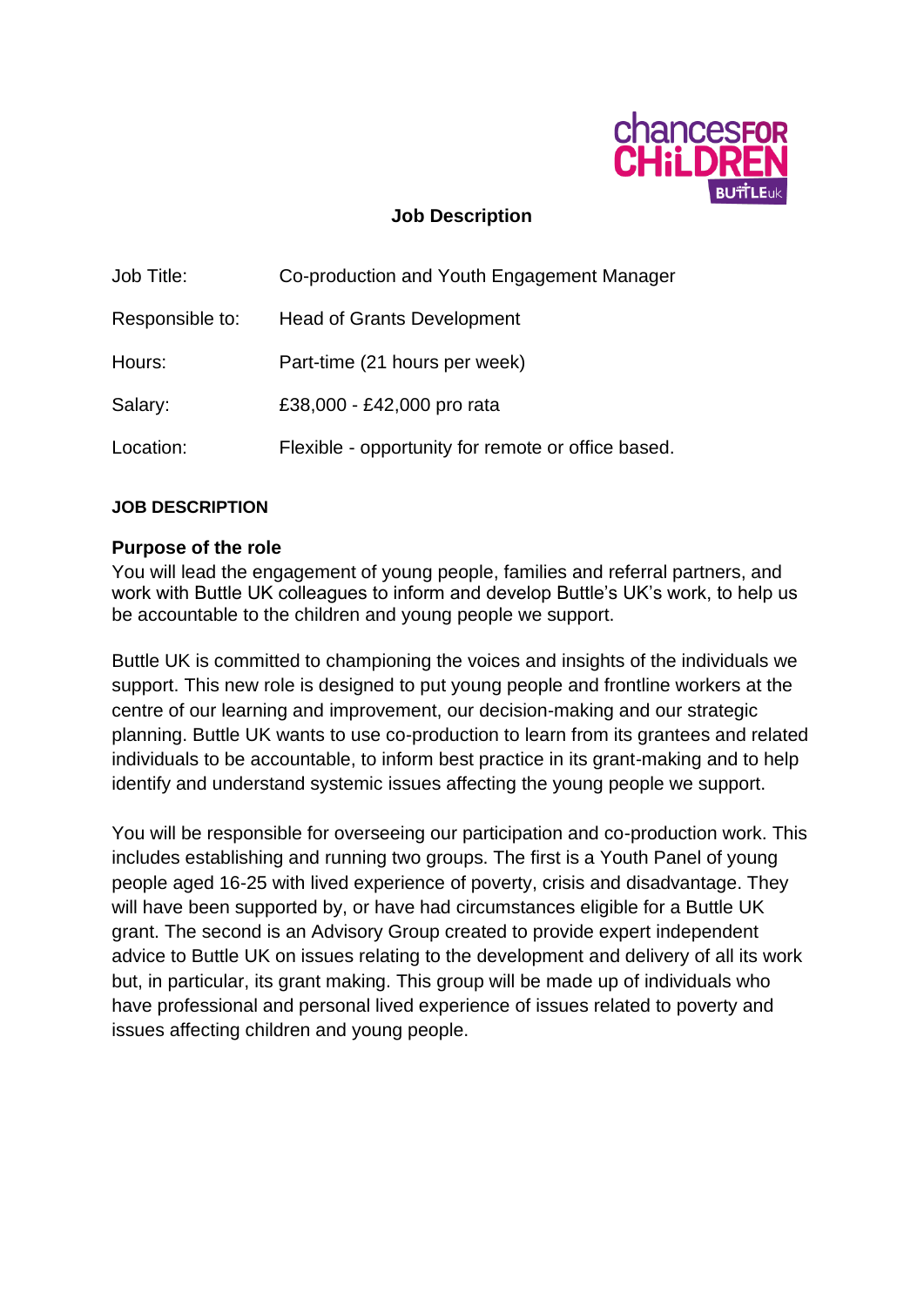# Job Description

| | |
|---|---|
| Job Title: | Co-production and Youth Engagement Manager |
| Responsible to: | Head of Grants Development |
| Hours: | Part-time (21 hours per week) |
| Salary: | £38,000 - £42,000 pro rata |
| Location: | Flexible - opportunity for remote or office based. |

## JOB DESCRIPTION

### Purpose of the role

You will lead the engagement of young people, families and referral partners, and work with Buttle UK colleagues to inform and develop Buttle's UK's work, to help us be accountable to the children and young people we support.

Buttle UK is committed to championing the voices and insights of the individuals we support. This new role is designed to put young people and frontline workers at the centre of our learning and improvement, our decision-making and our strategic planning. Buttle UK wants to use co-production to learn from its grantees and related individuals to be accountable, to inform best practice in its grant-making and to help identify and understand systemic issues affecting the young people we support.

You will be responsible for overseeing our participation and co-production work. This includes establishing and running two groups. The first is a Youth Panel of young people aged 16-25 with lived experience of poverty, crisis and disadvantage. They will have been supported by, or have had circumstances eligible for a Buttle UK grant. The second is an Advisory Group created to provide expert independent advice to Buttle UK on issues relating to the development and delivery of all its work but, in particular, its grant making. This group will be made up of individuals who have professional and personal lived experience of issues related to poverty and issues affecting children and young people.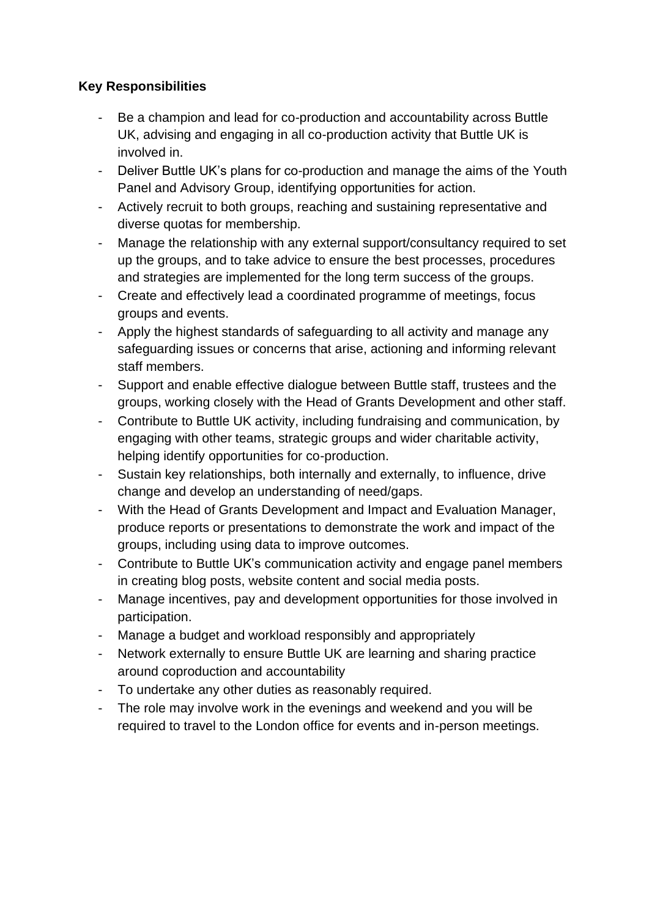**Key Responsibilities**

- Be a champion and lead for co-production and accountability across Buttle UK, advising and engaging in all co-production activity that Buttle UK is involved in.
- Deliver Buttle UK's plans for co-production and manage the aims of the Youth Panel and Advisory Group, identifying opportunities for action.
- Actively recruit to both groups, reaching and sustaining representative and diverse quotas for membership.
- Manage the relationship with any external support/consultancy required to set up the groups, and to take advice to ensure the best processes, procedures and strategies are implemented for the long term success of the groups.
- Create and effectively lead a coordinated programme of meetings, focus groups and events.
- Apply the highest standards of safeguarding to all activity and manage any safeguarding issues or concerns that arise, actioning and informing relevant staff members.
- Support and enable effective dialogue between Buttle staff, trustees and the groups, working closely with the Head of Grants Development and other staff.
- Contribute to Buttle UK activity, including fundraising and communication, by engaging with other teams, strategic groups and wider charitable activity, helping identify opportunities for co-production.
- Sustain key relationships, both internally and externally, to influence, drive change and develop an understanding of need/gaps.
- With the Head of Grants Development and Impact and Evaluation Manager, produce reports or presentations to demonstrate the work and impact of the groups, including using data to improve outcomes.
- Contribute to Buttle UK's communication activity and engage panel members in creating blog posts, website content and social media posts.
- Manage incentives, pay and development opportunities for those involved in participation.
- Manage a budget and workload responsibly and appropriately
- Network externally to ensure Buttle UK are learning and sharing practice around coproduction and accountability
- To undertake any other duties as reasonably required.
- The role may involve work in the evenings and weekend and you will be required to travel to the London office for events and in-person meetings.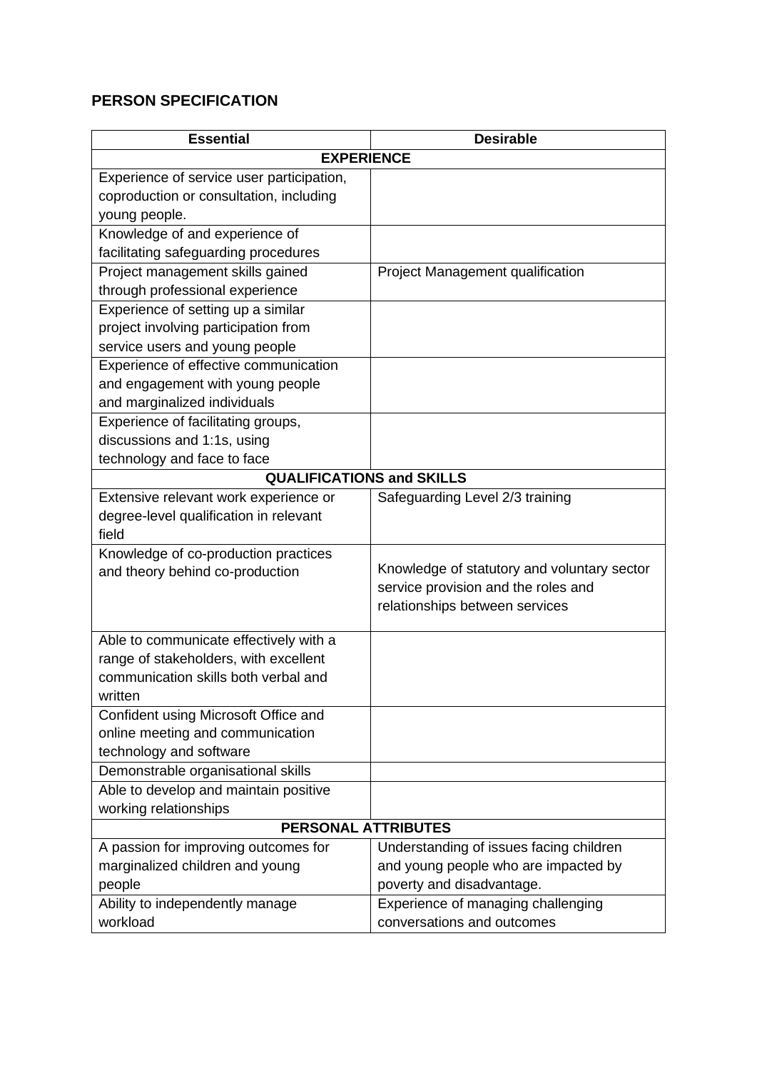## PERSON SPECIFICATION

| Essential | Desirable |
|---|---|
| **EXPERIENCE** | |
| Experience of service user participation, coproduction or consultation, including young people. | |
| Knowledge of and experience of facilitating safeguarding procedures | |
| Project management skills gained through professional experience | Project Management qualification |
| Experience of setting up a similar project involving participation from service users and young people | |
| Experience of effective communication and engagement with young people and marginalized individuals | |
| Experience of facilitating groups, discussions and 1:1s, using technology and face to face | |
| **QUALIFICATIONS and SKILLS** | |
| Extensive relevant work experience or degree-level qualification in relevant field | Safeguarding Level 2/3 training |
| Knowledge of co-production practices and theory behind co-production | Knowledge of statutory and voluntary sector service provision and the roles and relationships between services |
| Able to communicate effectively with a range of stakeholders, with excellent communication skills both verbal and written | |
| Confident using Microsoft Office and online meeting and communication technology and software | |
| Demonstrable organisational skills | |
| Able to develop and maintain positive working relationships | |
| **PERSONAL ATTRIBUTES** | |
| A passion for improving outcomes for marginalized children and young people | Understanding of issues facing children and young people who are impacted by poverty and disadvantage. |
| Ability to independently manage workload | Experience of managing challenging conversations and outcomes |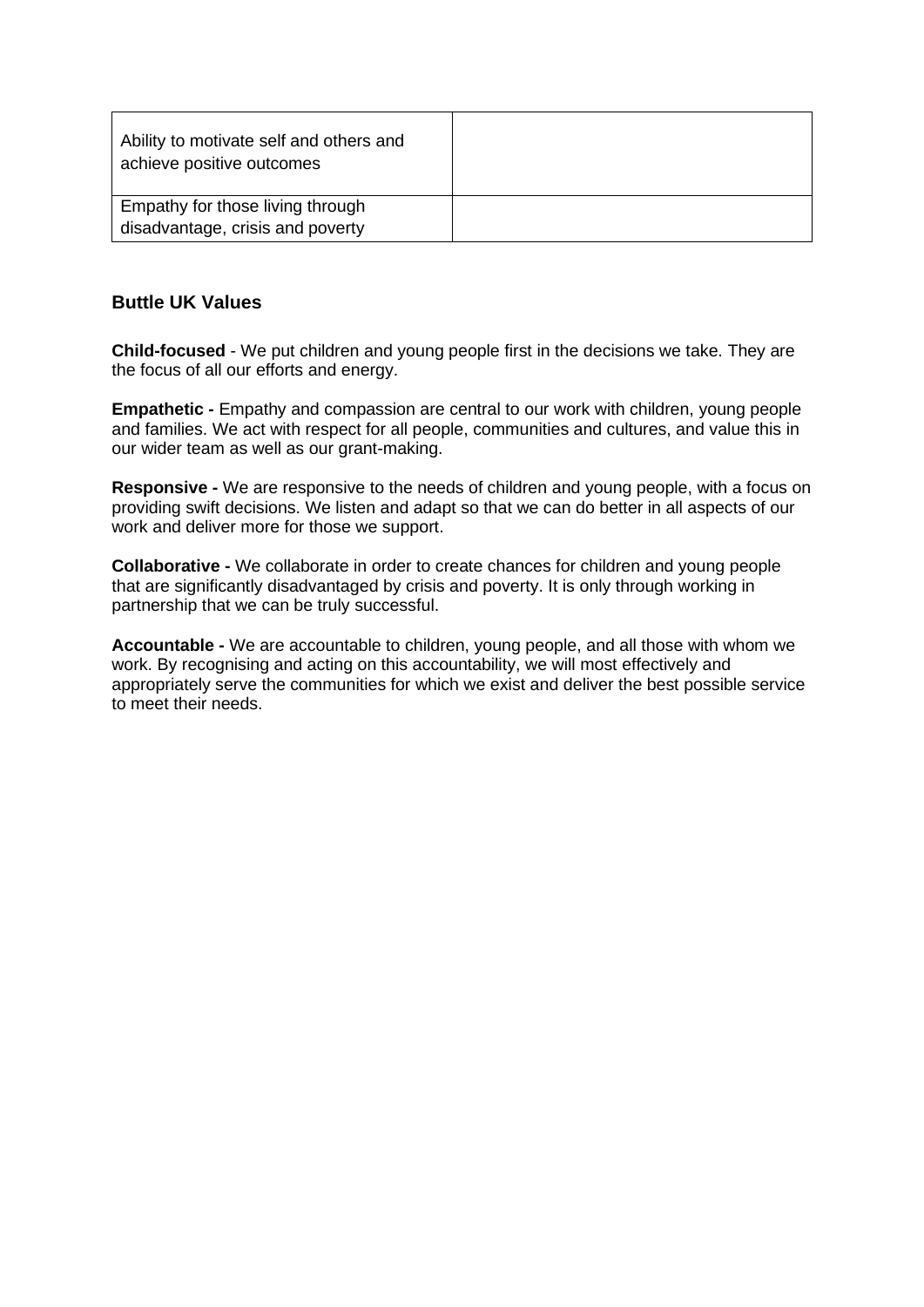| | |
|---|---|
| Ability to motivate self and others and achieve positive outcomes | |
| Empathy for those living through disadvantage, crisis and poverty | |

### Buttle UK Values

**Child-focused** - We put children and young people first in the decisions we take. They are the focus of all our efforts and energy.

**Empathetic -** Empathy and compassion are central to our work with children, young people and families. We act with respect for all people, communities and cultures, and value this in our wider team as well as our grant-making.

**Responsive -** We are responsive to the needs of children and young people, with a focus on providing swift decisions. We listen and adapt so that we can do better in all aspects of our work and deliver more for those we support.

**Collaborative -** We collaborate in order to create chances for children and young people that are significantly disadvantaged by crisis and poverty. It is only through working in partnership that we can be truly successful.

**Accountable -** We are accountable to children, young people, and all those with whom we work. By recognising and acting on this accountability, we will most effectively and appropriately serve the communities for which we exist and deliver the best possible service to meet their needs.